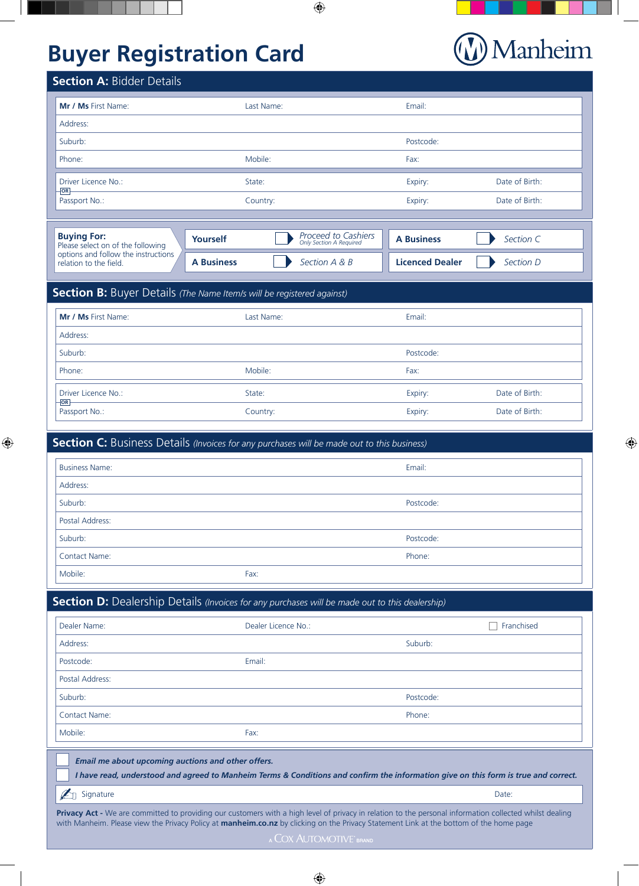# Buyer Registration Card

Manheim

## Section A: Bidder Details

| **Mr / Ms** First Name: | Last Name: | Email: | |
|---|---|---|---|
| Address: | | | |
| Suburb: | | Postcode: | |
| Phone: | Mobile: | Fax: | |
| Driver Licence No.: | State: | Expiry: | Date of Birth: |
| OR | | | |
| Passport No.: | Country: | Expiry: | Date of Birth: |

**Buying For:**
Please select on of the following options and follow the instructions relation to the field.

| | | | |
|---|---|---|---|
| **Yourself** | ☐ *Proceed to Cashiers* *Only Section A Required* | **A Business** | ☐ *Section C* |
| **A Business** | ☐ *Section A & B* | **Licenced Dealer** | ☐ *Section D* |

## Section B: Buyer Details *(The Name Item/s will be registered against)*

| **Mr / Ms** First Name: | Last Name: | Email: | |
|---|---|---|---|
| Address: | | | |
| Suburb: | | Postcode: | |
| Phone: | Mobile: | Fax: | |
| Driver Licence No.: | State: | Expiry: | Date of Birth: |
| OR | | | |
| Passport No.: | Country: | Expiry: | Date of Birth: |

## Section C: Business Details *(Invoices for any purchases will be made out to this business)*

| Business Name: | | Email: |
|---|---|---|
| Address: | | |
| Suburb: | | Postcode: |
| Postal Address: | | |
| Suburb: | | Postcode: |
| Contact Name: | | Phone: |
| Mobile: | Fax: | |

## Section D: Dealership Details *(Invoices for any purchases will be made out to this dealership)*

| Dealer Name: | Dealer Licence No.: | | ☐ Franchised |
|---|---|---|---|
| Address: | | Suburb: | |
| Postcode: | Email: | | |
| Postal Address: | | | |
| Suburb: | | Postcode: | |
| Contact Name: | | Phone: | |
| Mobile: | Fax: | | |

☐ ***Email me about upcoming auctions and other offers.***

☐ ***I have read, understood and agreed to Manheim Terms & Conditions and confirm the information give on this form is true and correct.***

| Signature | Date: |
|---|---|

**Privacy Act -** We are committed to providing our customers with a high level of privacy in relation to the personal information collected whilst dealing with Manheim. Please view the Privacy Policy at **manheim.co.nz** by clicking on the Privacy Statement Link at the bottom of the home page

A COX AUTOMOTIVE BRAND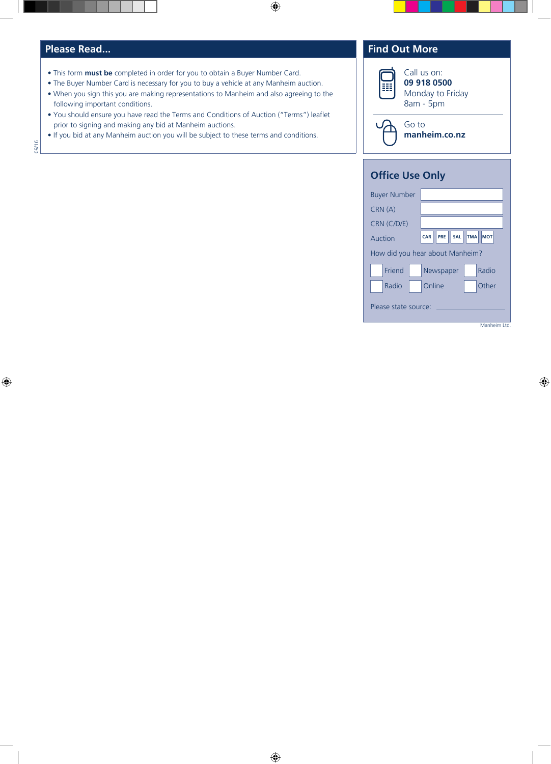## Please Read...

- This form **must be** completed in order for you to obtain a Buyer Number Card.
- The Buyer Number Card is necessary for you to buy a vehicle at any Manheim auction.
- When you sign this you are making representations to Manheim and also agreeing to the following important conditions.
- You should ensure you have read the Terms and Conditions of Auction ("Terms") leaflet prior to signing and making any bid at Manheim auctions.
- If you bid at any Manheim auction you will be subject to these terms and conditions.

09/16

## Find Out More

Call us on:
**09 918 0500**
Monday to Friday
8am - 5pm

Go to
**manheim.co.nz**

## Office Use Only

Buyer Number ____________

CRN (A) ____________

CRN (C/D/E) ____________

Auction ☐ CAR ☐ PRE ☐ SAL ☐ TMA ☐ MOT

How did you hear about Manheim?

☐ Friend ☐ Newspaper ☐ Radio
☐ Radio ☐ Online ☐ Other

Please state source: ____________

Manheim Ltd.